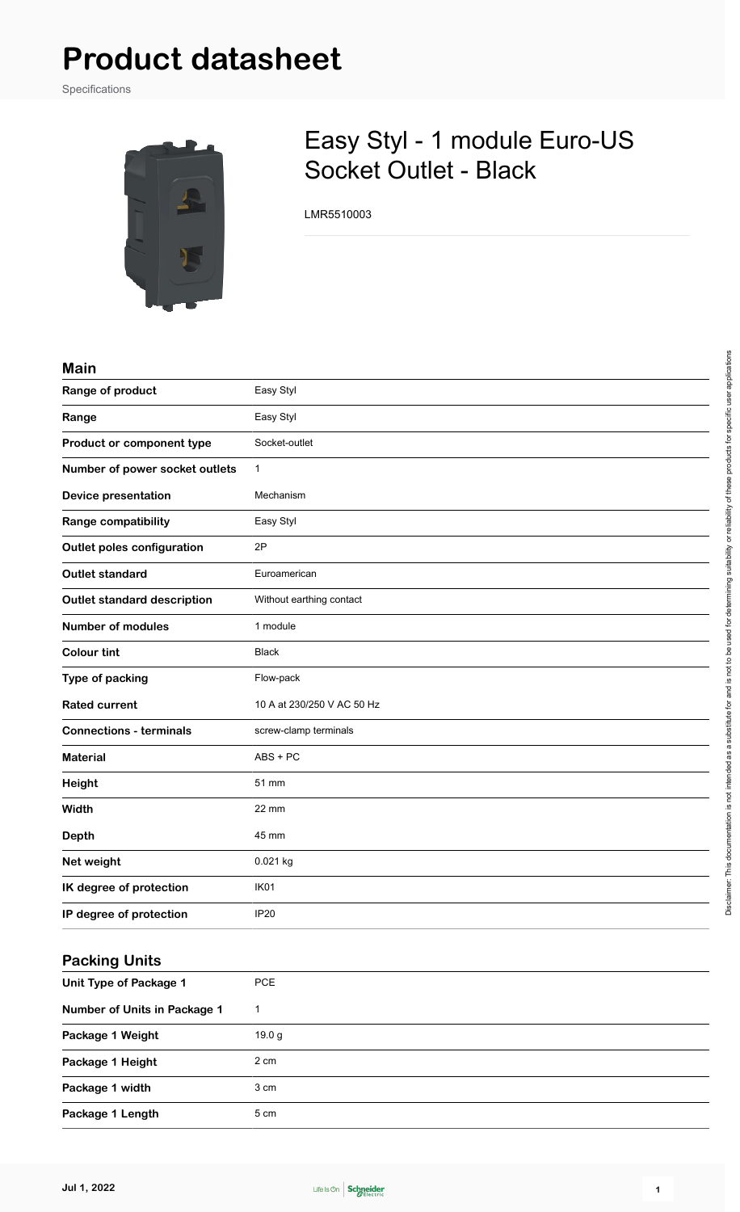# Product datasheet

Specifications

## Easy Styl - 1 module Euro-US Socket Outlet - Black

LMR5510003

### Main

| | |
|---|---|
| **Range of product** | Easy Styl |
| **Range** | Easy Styl |
| **Product or component type** | Socket-outlet |
| **Number of power socket outlets** | 1 |
| **Device presentation** | Mechanism |
| **Range compatibility** | Easy Styl |
| **Outlet poles configuration** | 2P |
| **Outlet standard** | Euroamerican |
| **Outlet standard description** | Without earthing contact |
| **Number of modules** | 1 module |
| **Colour tint** | Black |
| **Type of packing** | Flow-pack |
| **Rated current** | 10 A at 230/250 V AC 50 Hz |
| **Connections - terminals** | screw-clamp terminals |
| **Material** | ABS + PC |
| **Height** | 51 mm |
| **Width** | 22 mm |
| **Depth** | 45 mm |
| **Net weight** | 0.021 kg |
| **IK degree of protection** | IK01 |
| **IP degree of protection** | IP20 |

### Packing Units

| | |
|---|---|
| **Unit Type of Package 1** | PCE |
| **Number of Units in Package 1** | 1 |
| **Package 1 Weight** | 19.0 g |
| **Package 1 Height** | 2 cm |
| **Package 1 width** | 3 cm |
| **Package 1 Length** | 5 cm |

Disclaimer: This documentation is not intended as a substitute for and is not to be used for determining suitability or reliability of these products for specific user applications

Jul 1, 2022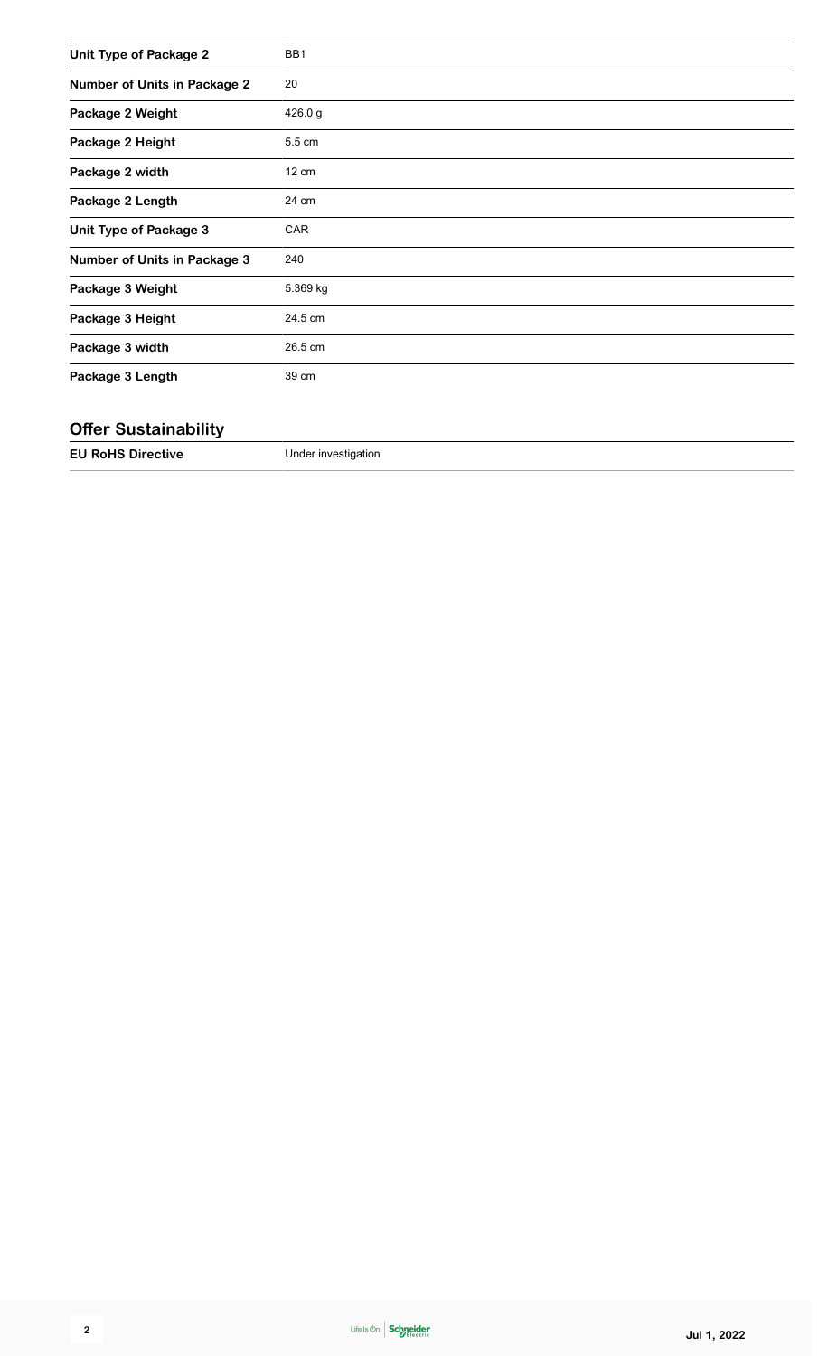| | |
|---|---|
| **Unit Type of Package 2** | BB1 |
| **Number of Units in Package 2** | 20 |
| **Package 2 Weight** | 426.0 g |
| **Package 2 Height** | 5.5 cm |
| **Package 2 width** | 12 cm |
| **Package 2 Length** | 24 cm |
| **Unit Type of Package 3** | CAR |
| **Number of Units in Package 3** | 240 |
| **Package 3 Weight** | 5.369 kg |
| **Package 3 Height** | 24.5 cm |
| **Package 3 width** | 26.5 cm |
| **Package 3 Length** | 39 cm |

## Offer Sustainability

| | |
|---|---|
| **EU RoHS Directive** | Under investigation |